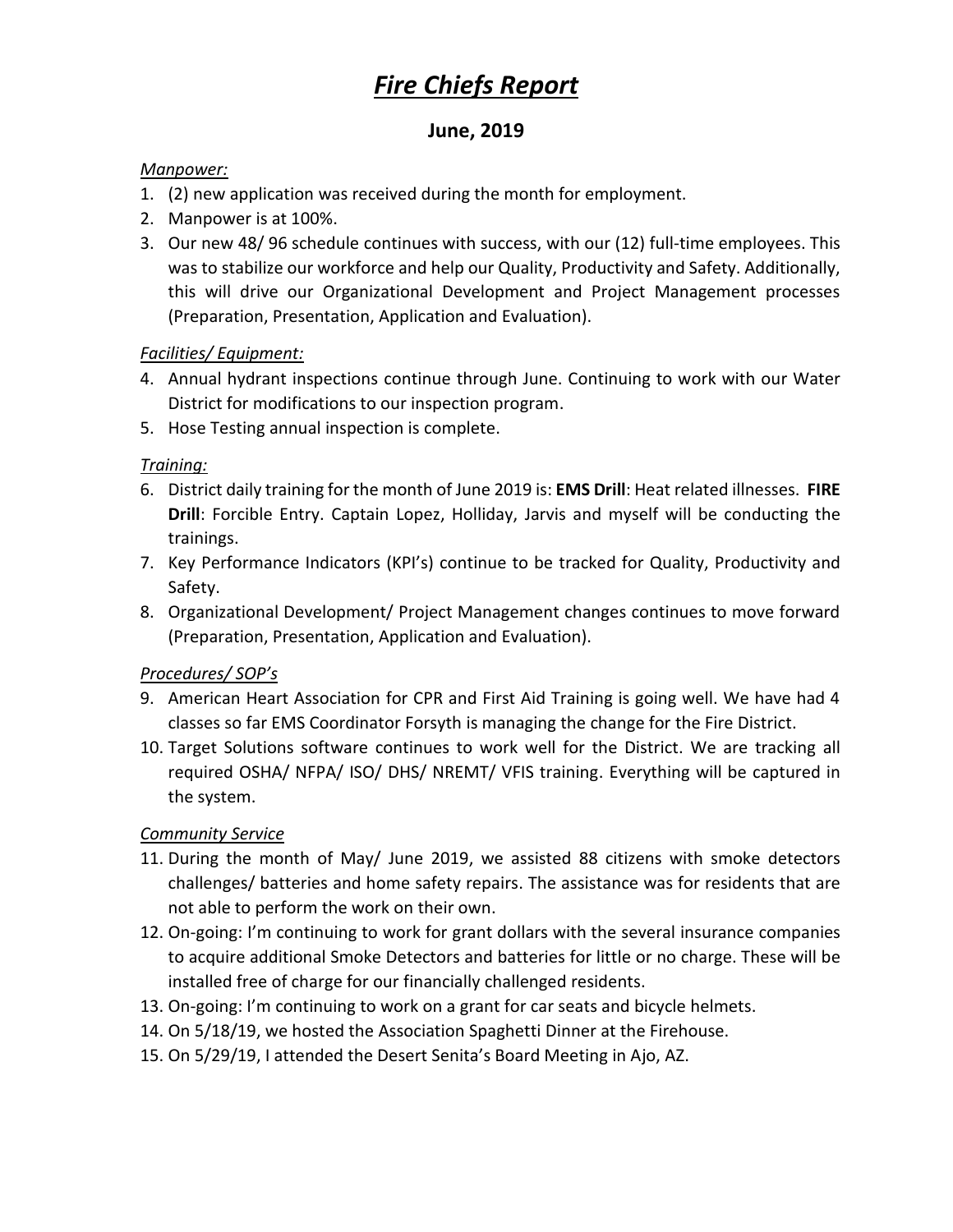# ***Fire Chiefs Report***

## June, 2019

*Manpower:*

1. (2) new application was received during the month for employment.
2. Manpower is at 100%.
3. Our new 48/ 96 schedule continues with success, with our (12) full-time employees. This was to stabilize our workforce and help our Quality, Productivity and Safety. Additionally, this will drive our Organizational Development and Project Management processes (Preparation, Presentation, Application and Evaluation).

*Facilities/ Equipment:*

4. Annual hydrant inspections continue through June. Continuing to work with our Water District for modifications to our inspection program.
5. Hose Testing annual inspection is complete.

*Training:*

6. District daily training for the month of June 2019 is: **EMS Drill**: Heat related illnesses. **FIRE Drill**: Forcible Entry. Captain Lopez, Holliday, Jarvis and myself will be conducting the trainings.
7. Key Performance Indicators (KPI's) continue to be tracked for Quality, Productivity and Safety.
8. Organizational Development/ Project Management changes continues to move forward (Preparation, Presentation, Application and Evaluation).

*Procedures/ SOP's*

9. American Heart Association for CPR and First Aid Training is going well. We have had 4 classes so far EMS Coordinator Forsyth is managing the change for the Fire District.
10. Target Solutions software continues to work well for the District. We are tracking all required OSHA/ NFPA/ ISO/ DHS/ NREMT/ VFIS training. Everything will be captured in the system.

*Community Service*

11. During the month of May/ June 2019, we assisted 88 citizens with smoke detectors challenges/ batteries and home safety repairs. The assistance was for residents that are not able to perform the work on their own.
12. On-going: I'm continuing to work for grant dollars with the several insurance companies to acquire additional Smoke Detectors and batteries for little or no charge. These will be installed free of charge for our financially challenged residents.
13. On-going: I'm continuing to work on a grant for car seats and bicycle helmets.
14. On 5/18/19, we hosted the Association Spaghetti Dinner at the Firehouse.
15. On 5/29/19, I attended the Desert Senita's Board Meeting in Ajo, AZ.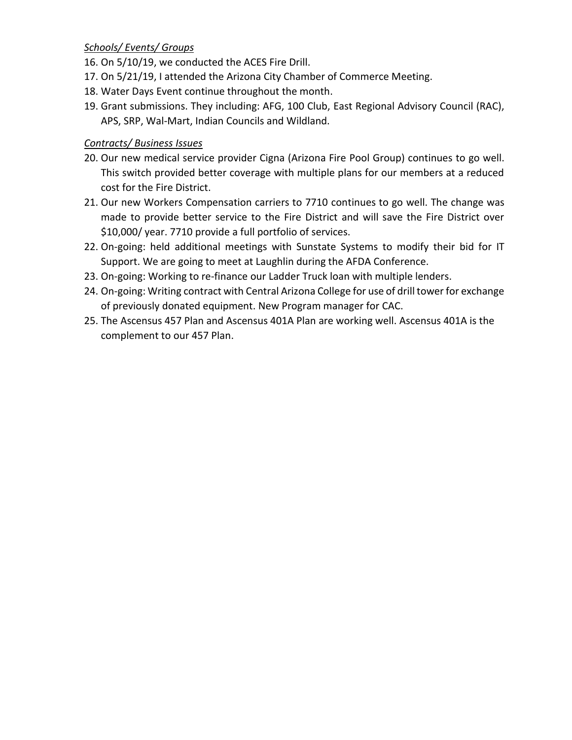*Schools/ Events/ Groups*

16. On 5/10/19, we conducted the ACES Fire Drill.
17. On 5/21/19, I attended the Arizona City Chamber of Commerce Meeting.
18. Water Days Event continue throughout the month.
19. Grant submissions. They including: AFG, 100 Club, East Regional Advisory Council (RAC), APS, SRP, Wal-Mart, Indian Councils and Wildland.

*Contracts/ Business Issues*

20. Our new medical service provider Cigna (Arizona Fire Pool Group) continues to go well. This switch provided better coverage with multiple plans for our members at a reduced cost for the Fire District.
21. Our new Workers Compensation carriers to 7710 continues to go well. The change was made to provide better service to the Fire District and will save the Fire District over $10,000/ year. 7710 provide a full portfolio of services.
22. On-going: held additional meetings with Sunstate Systems to modify their bid for IT Support. We are going to meet at Laughlin during the AFDA Conference.
23. On-going: Working to re-finance our Ladder Truck loan with multiple lenders.
24. On-going: Writing contract with Central Arizona College for use of drill tower for exchange of previously donated equipment. New Program manager for CAC.
25. The Ascensus 457 Plan and Ascensus 401A Plan are working well. Ascensus 401A is the complement to our 457 Plan.